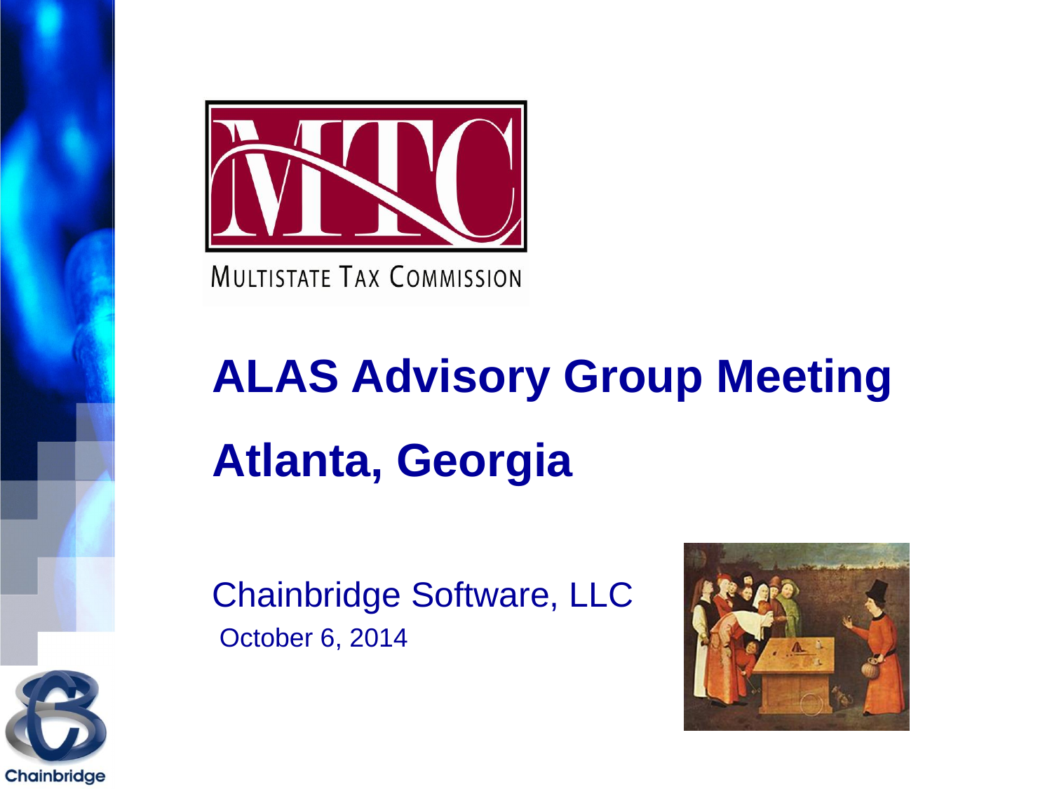MULTISTATE TAX COMMISSION

# ALAS Advisory Group Meeting

# Atlanta, Georgia

Chainbridge Software, LLC

October 6, 2014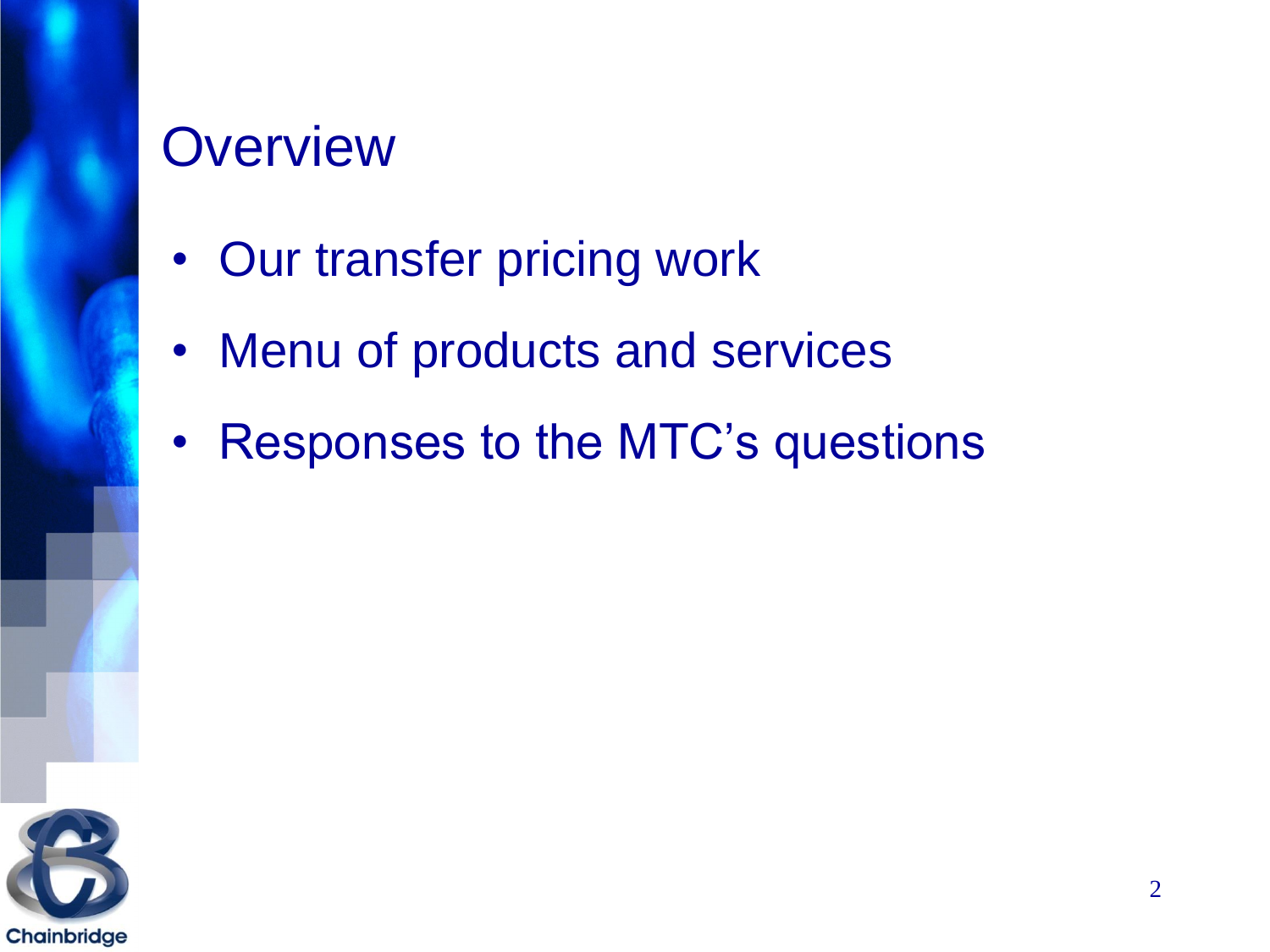# Overview

- Our transfer pricing work
- Menu of products and services
- Responses to the MTC's questions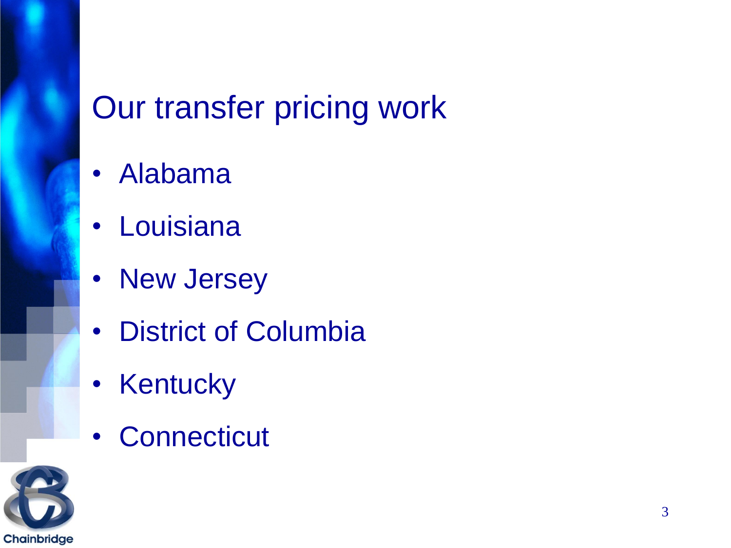# Our transfer pricing work

- Alabama
- Louisiana
- New Jersey
- District of Columbia
- Kentucky
- Connecticut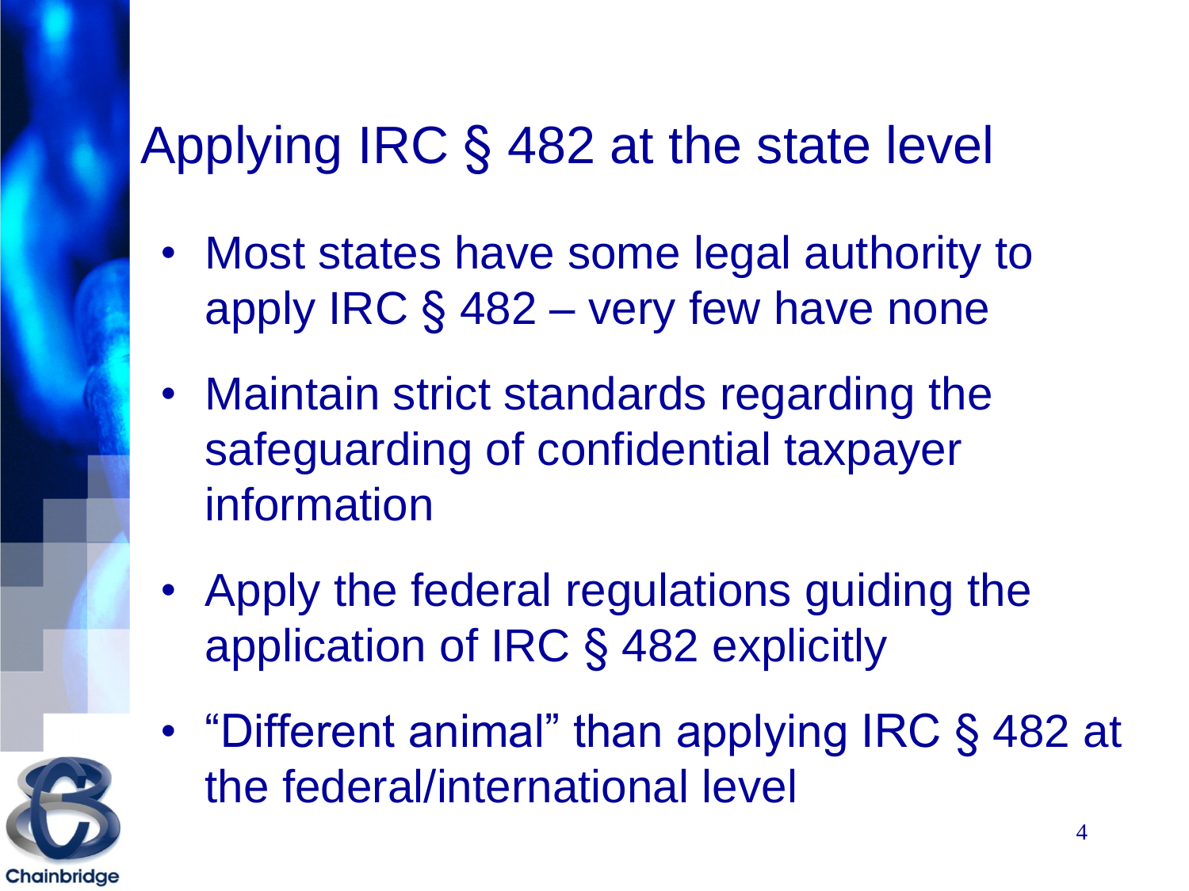# Applying IRC § 482 at the state level

- Most states have some legal authority to apply IRC § 482 – very few have none
- Maintain strict standards regarding the safeguarding of confidential taxpayer information
- Apply the federal regulations guiding the application of IRC § 482 explicitly
- “Different animal” than applying IRC § 482 at the federal/international level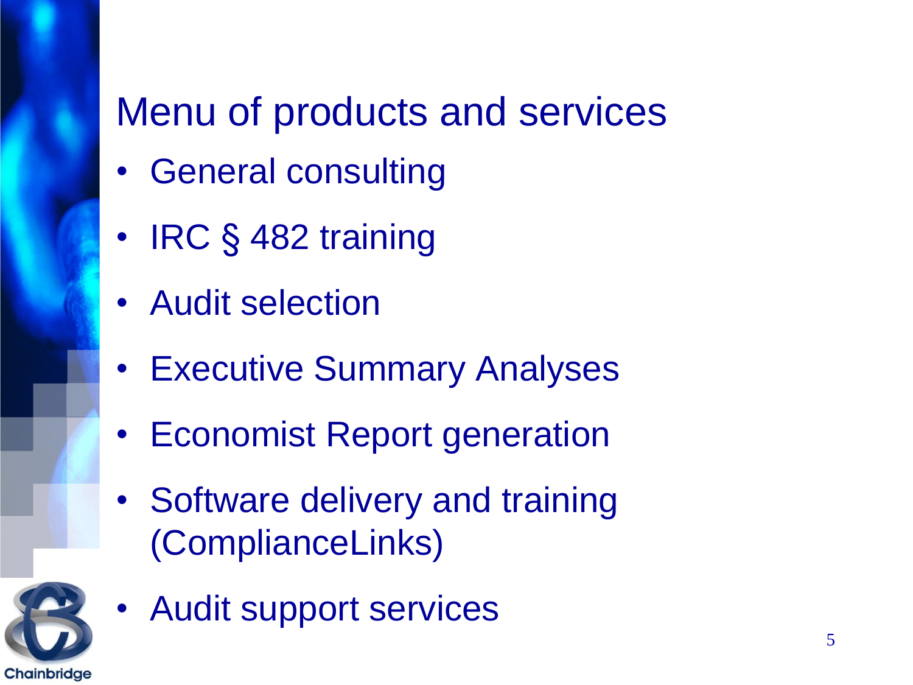# Menu of products and services

- General consulting
- IRC § 482 training
- Audit selection
- Executive Summary Analyses
- Economist Report generation
- Software delivery and training (ComplianceLinks)
- Audit support services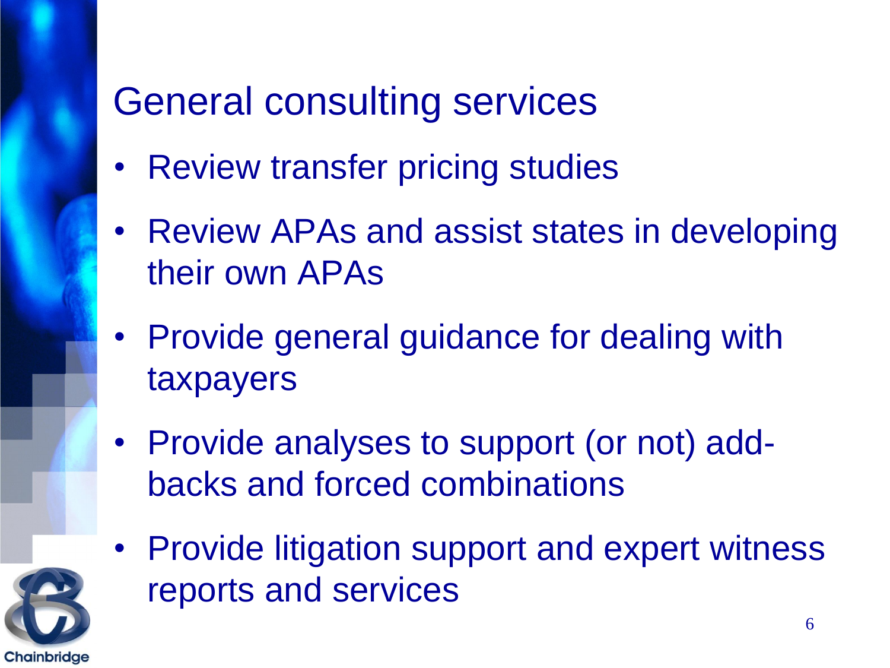# General consulting services

- Review transfer pricing studies
- Review APAs and assist states in developing their own APAs
- Provide general guidance for dealing with taxpayers
- Provide analyses to support (or not) add-backs and forced combinations
- Provide litigation support and expert witness reports and services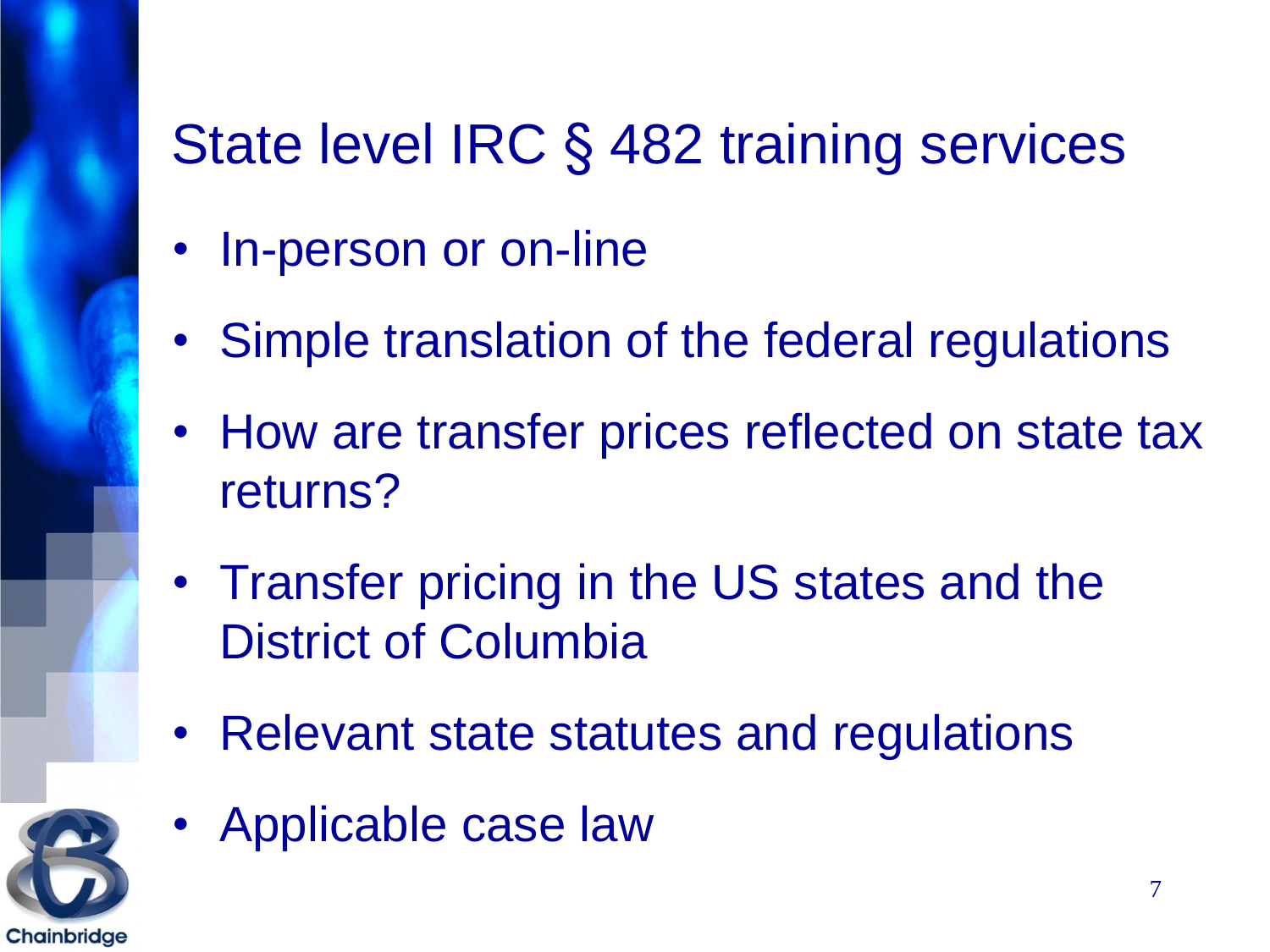# State level IRC § 482 training services

- In-person or on-line
- Simple translation of the federal regulations
- How are transfer prices reflected on state tax returns?
- Transfer pricing in the US states and the District of Columbia
- Relevant state statutes and regulations
- Applicable case law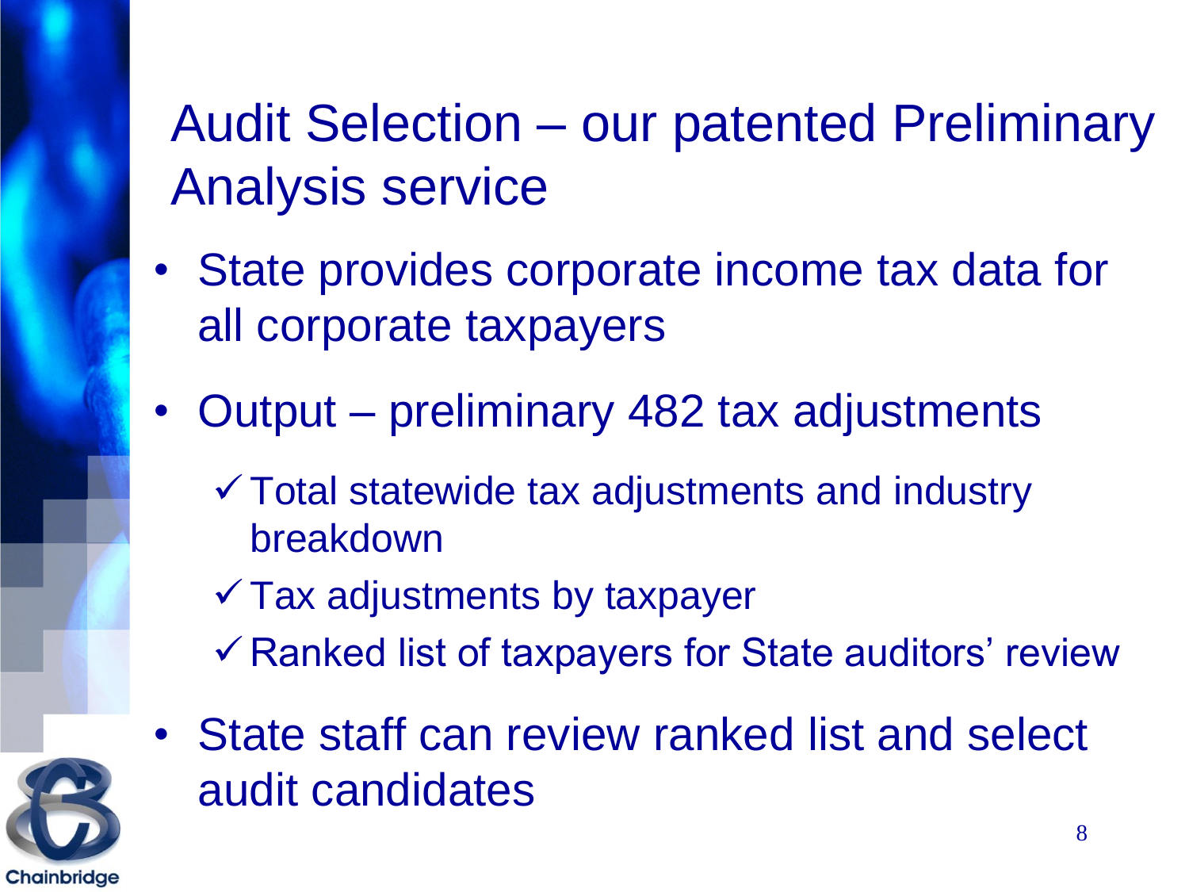# Audit Selection – our patented Preliminary Analysis service

- State provides corporate income tax data for all corporate taxpayers
- Output – preliminary 482 tax adjustments
  - ✓ Total statewide tax adjustments and industry breakdown
  - ✓ Tax adjustments by taxpayer
  - ✓ Ranked list of taxpayers for State auditors' review
- State staff can review ranked list and select audit candidates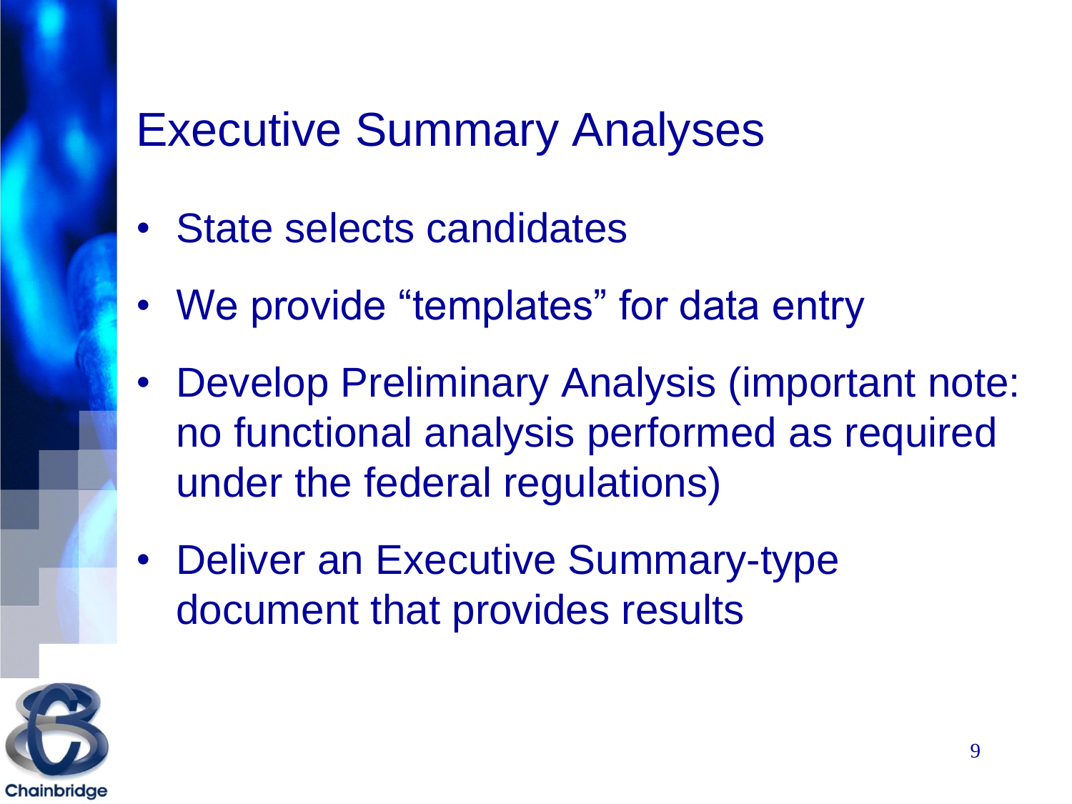# Executive Summary Analyses

- State selects candidates
- We provide "templates" for data entry
- Develop Preliminary Analysis (important note: no functional analysis performed as required under the federal regulations)
- Deliver an Executive Summary-type document that provides results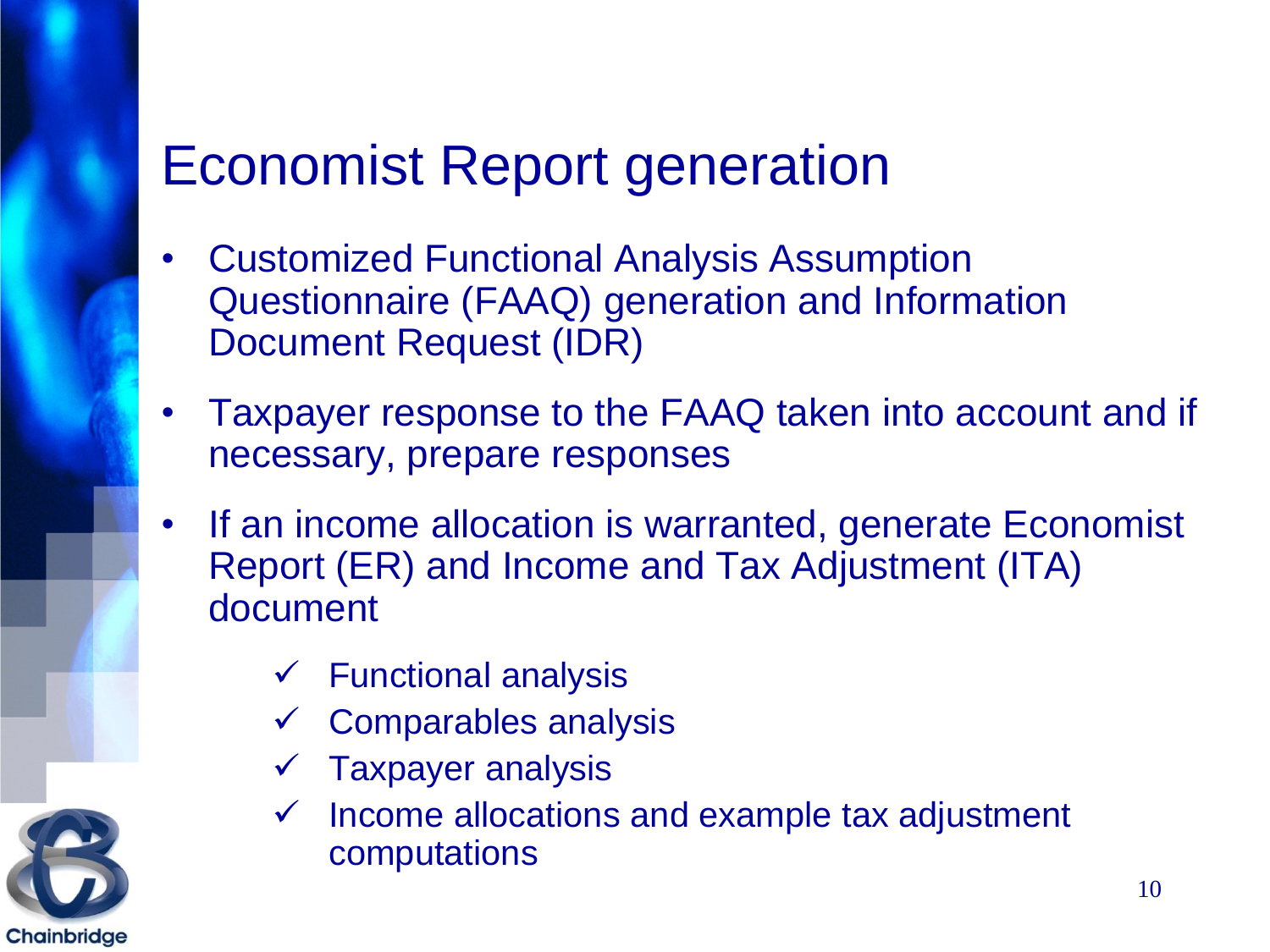# Economist Report generation

- Customized Functional Analysis Assumption Questionnaire (FAAQ) generation and Information Document Request (IDR)
- Taxpayer response to the FAAQ taken into account and if necessary, prepare responses
- If an income allocation is warranted, generate Economist Report (ER) and Income and Tax Adjustment (ITA) document
  - ✓ Functional analysis
  - ✓ Comparables analysis
  - ✓ Taxpayer analysis
  - ✓ Income allocations and example tax adjustment computations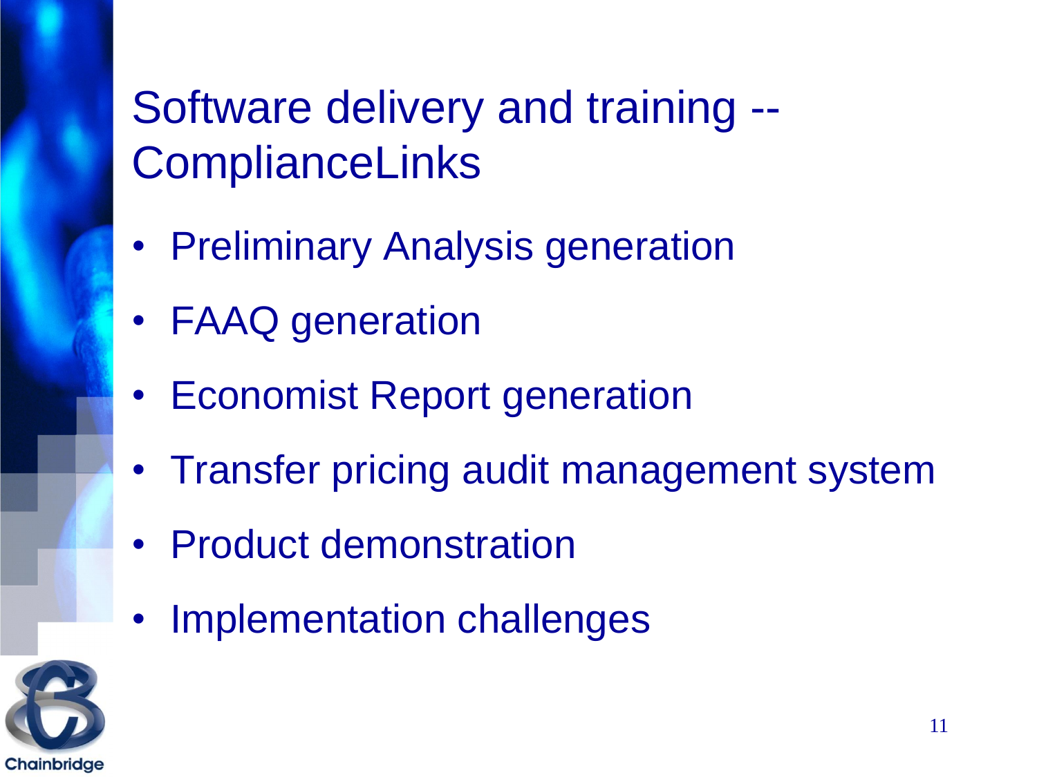# Software delivery and training -- ComplianceLinks

- Preliminary Analysis generation
- FAAQ generation
- Economist Report generation
- Transfer pricing audit management system
- Product demonstration
- Implementation challenges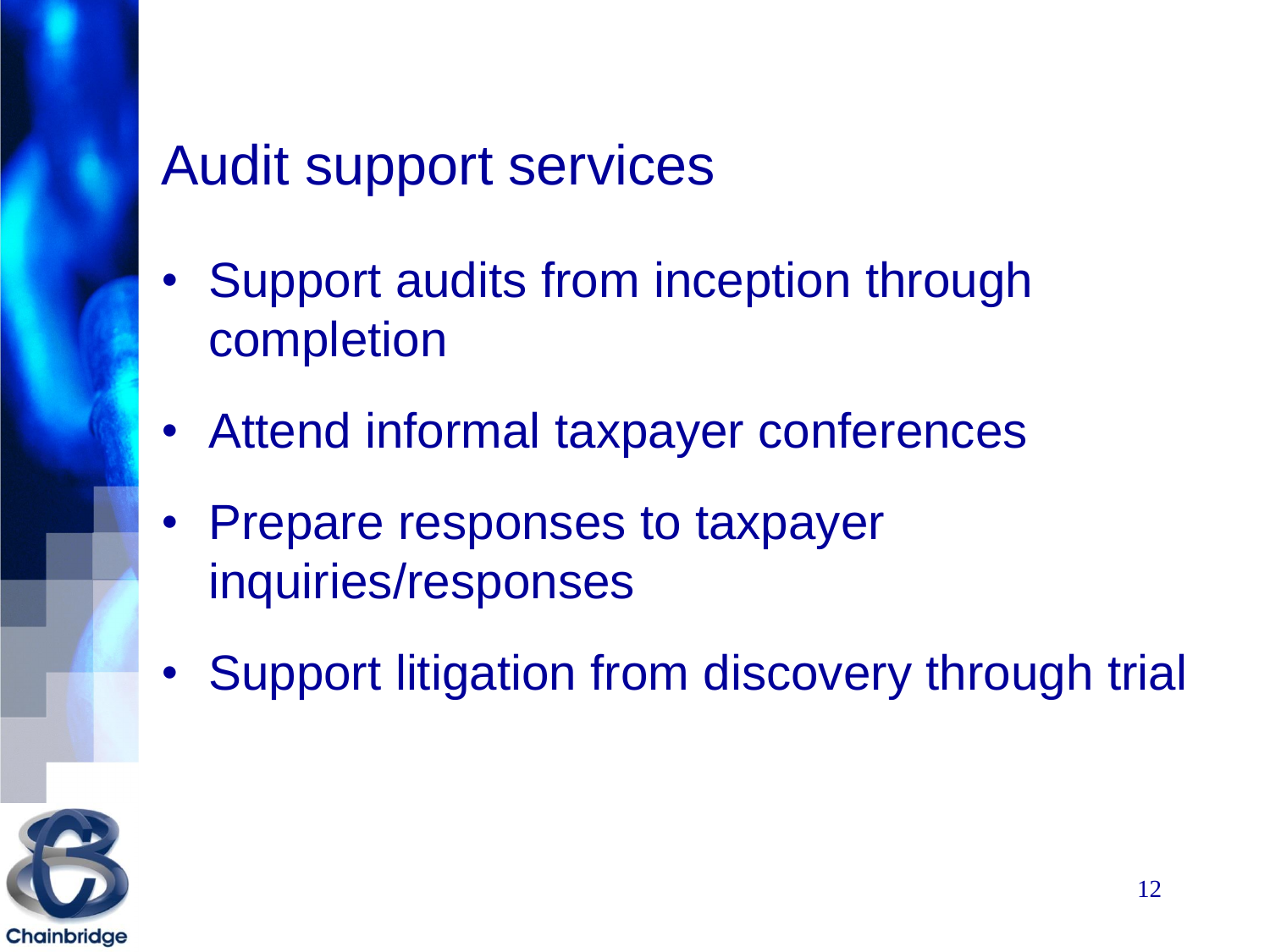# Audit support services

- Support audits from inception through completion
- Attend informal taxpayer conferences
- Prepare responses to taxpayer inquiries/responses
- Support litigation from discovery through trial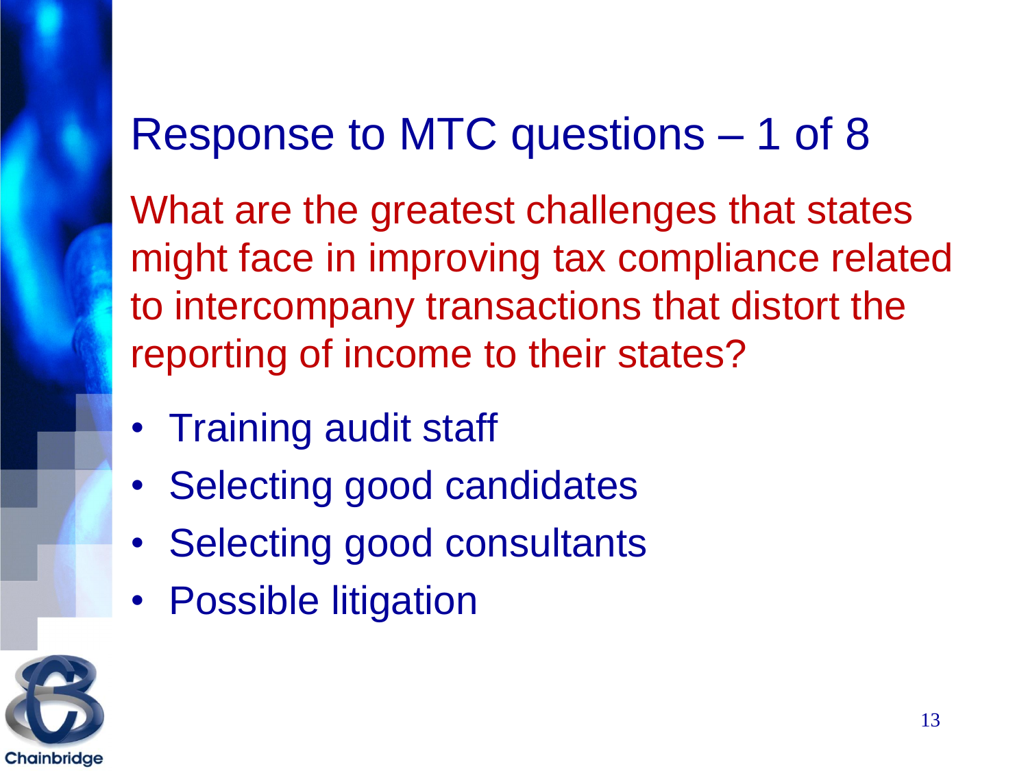# Response to MTC questions – 1 of 8

What are the greatest challenges that states might face in improving tax compliance related to intercompany transactions that distort the reporting of income to their states?

- Training audit staff
- Selecting good candidates
- Selecting good consultants
- Possible litigation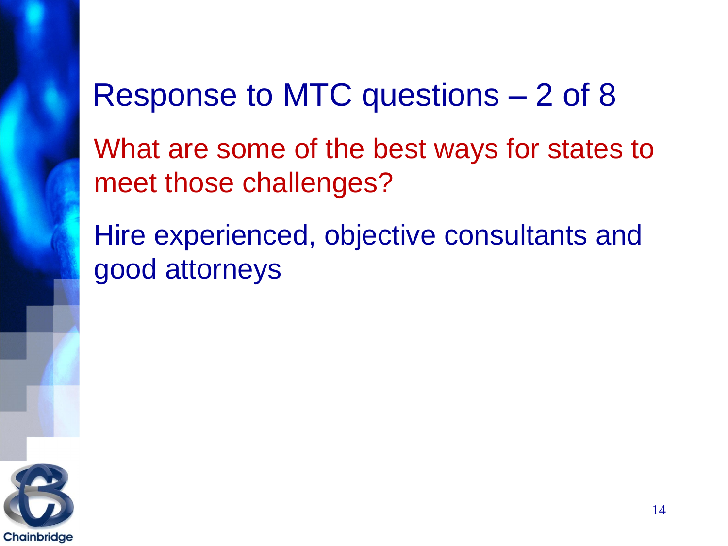# Response to MTC questions – 2 of 8

What are some of the best ways for states to meet those challenges?

Hire experienced, objective consultants and good attorneys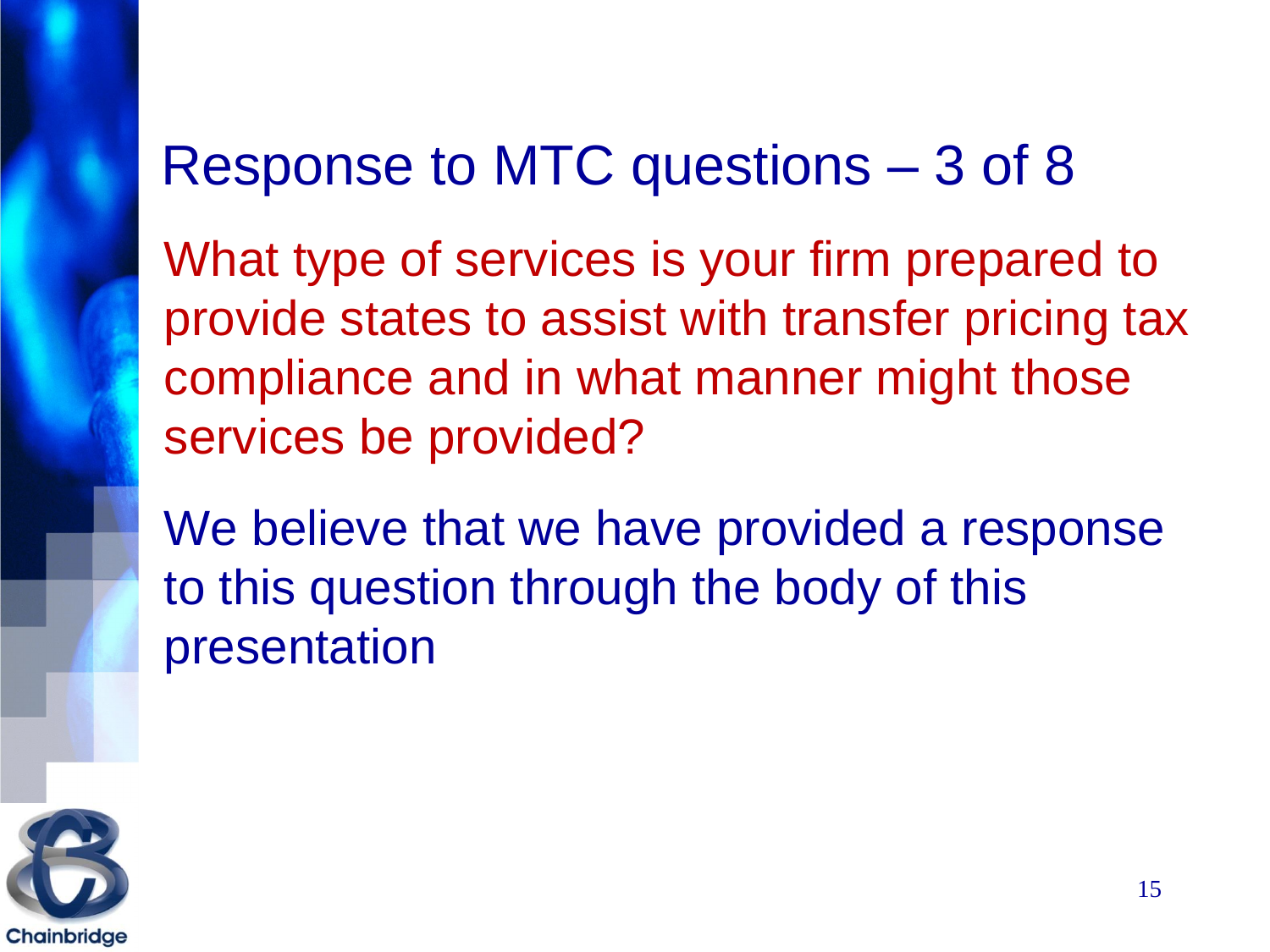# Response to MTC questions – 3 of 8

What type of services is your firm prepared to provide states to assist with transfer pricing tax compliance and in what manner might those services be provided?

We believe that we have provided a response to this question through the body of this presentation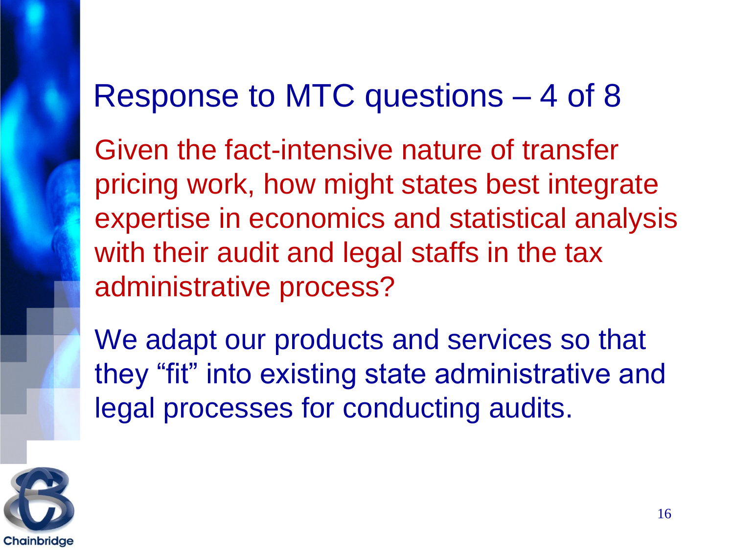# Response to MTC questions – 4 of 8

Given the fact-intensive nature of transfer pricing work, how might states best integrate expertise in economics and statistical analysis with their audit and legal staffs in the tax administrative process?

We adapt our products and services so that they “fit” into existing state administrative and legal processes for conducting audits.

Chainbridge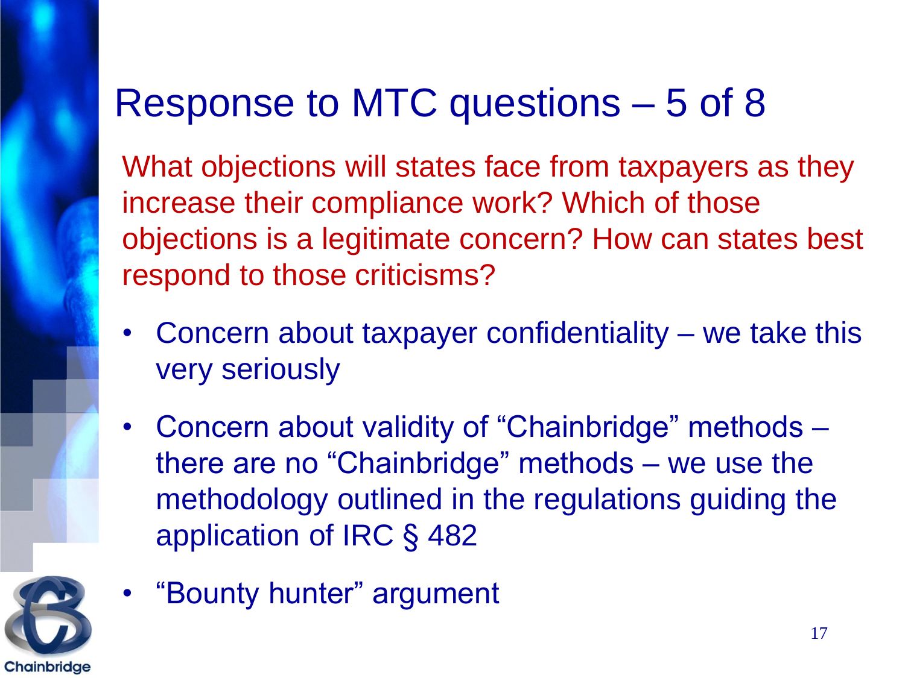# Response to MTC questions – 5 of 8

What objections will states face from taxpayers as they increase their compliance work? Which of those objections is a legitimate concern? How can states best respond to those criticisms?

- Concern about taxpayer confidentiality – we take this very seriously
- Concern about validity of "Chainbridge" methods – there are no "Chainbridge" methods – we use the methodology outlined in the regulations guiding the application of IRC § 482
- "Bounty hunter" argument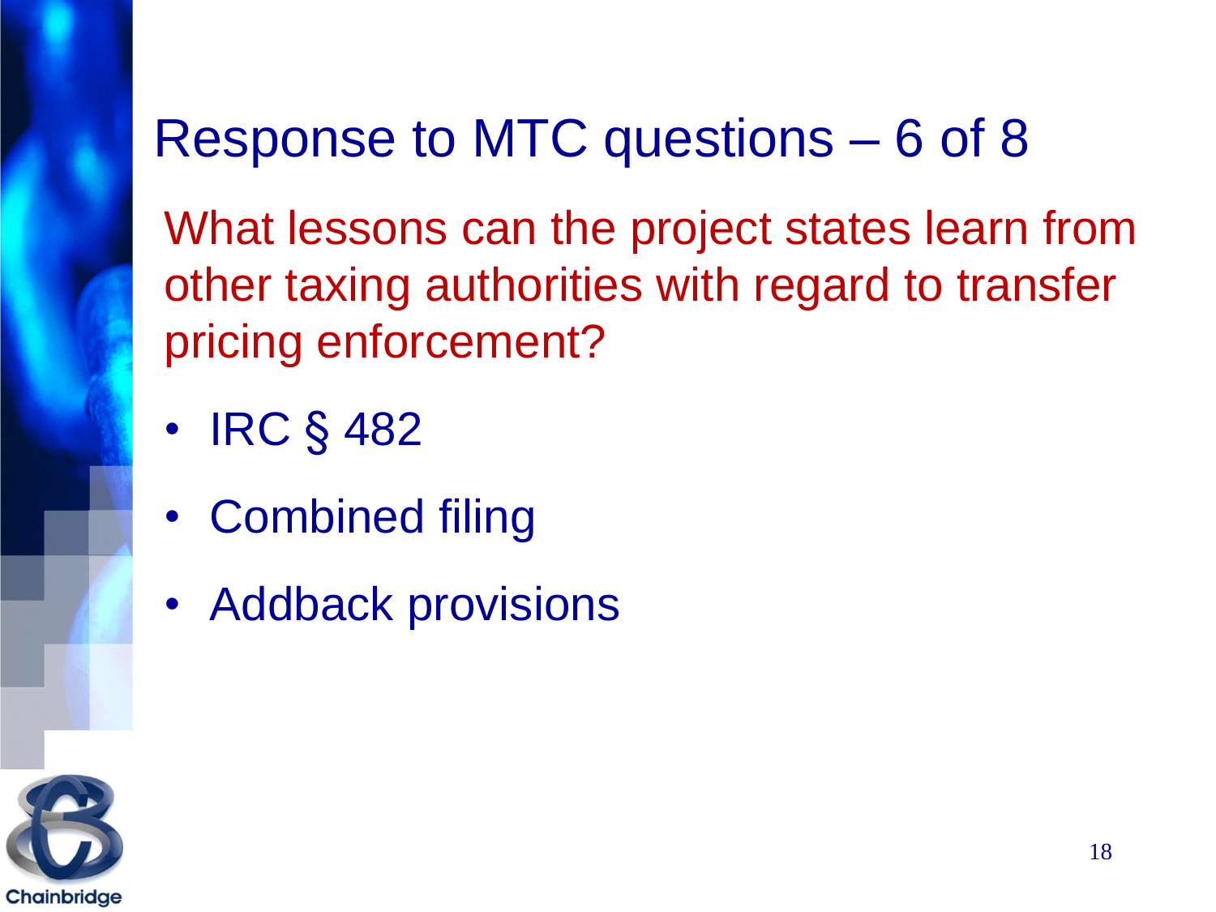# Response to MTC questions – 6 of 8

What lessons can the project states learn from other taxing authorities with regard to transfer pricing enforcement?

- IRC § 482
- Combined filing
- Addback provisions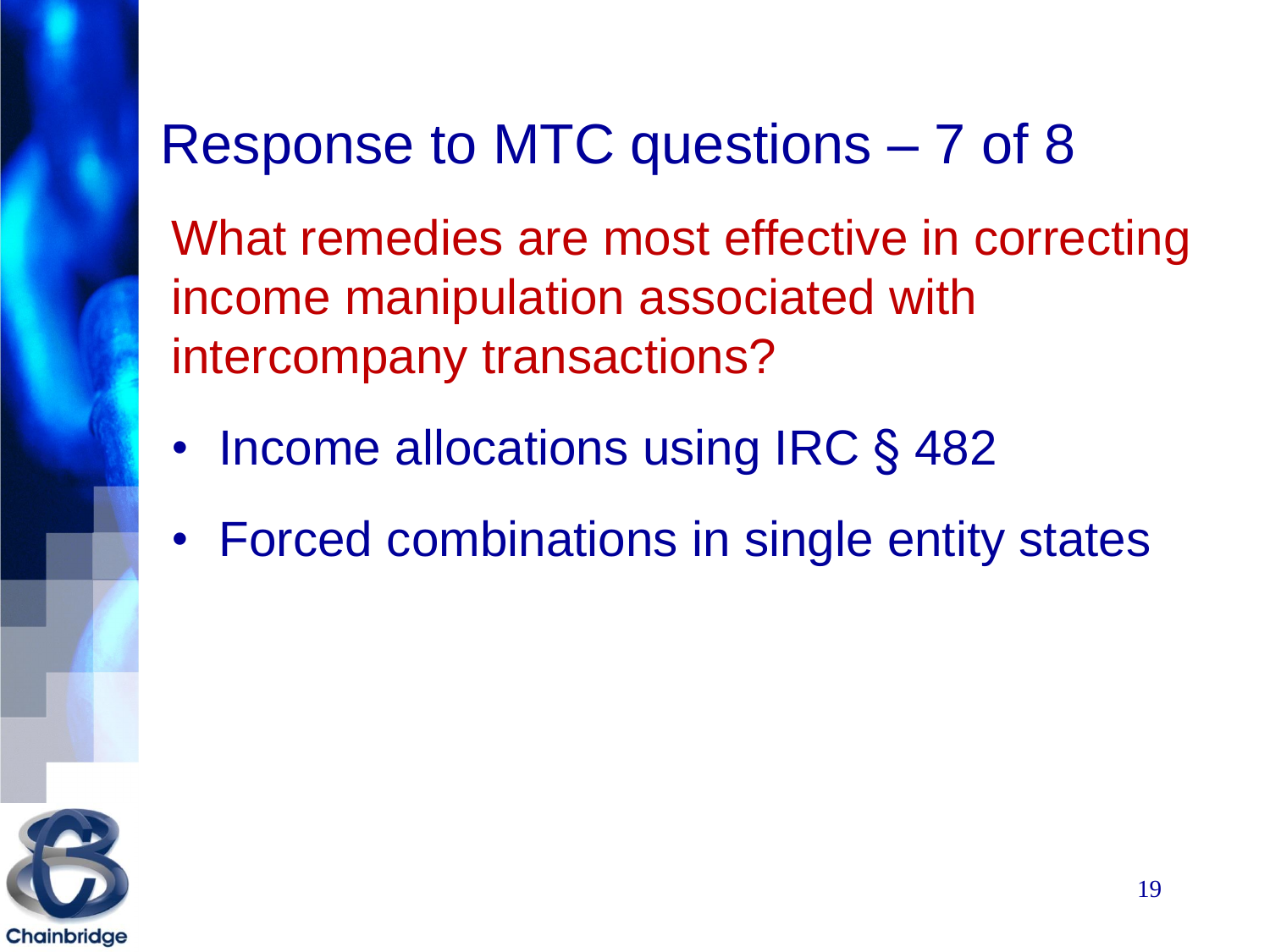# Response to MTC questions – 7 of 8

What remedies are most effective in correcting income manipulation associated with intercompany transactions?

- Income allocations using IRC § 482
- Forced combinations in single entity states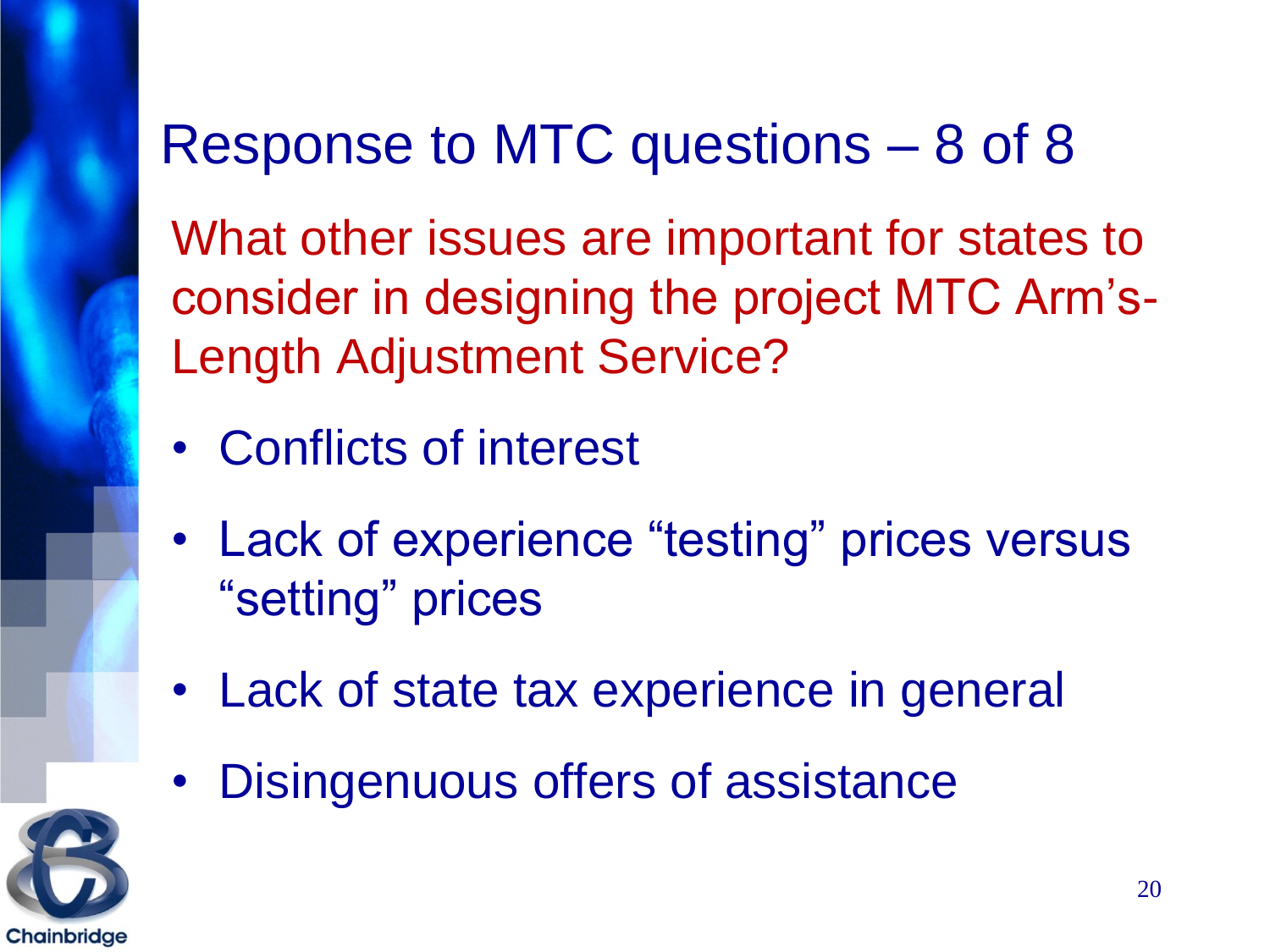# Response to MTC questions – 8 of 8

What other issues are important for states to consider in designing the project MTC Arm's-Length Adjustment Service?

- Conflicts of interest
- Lack of experience "testing" prices versus "setting" prices
- Lack of state tax experience in general
- Disingenuous offers of assistance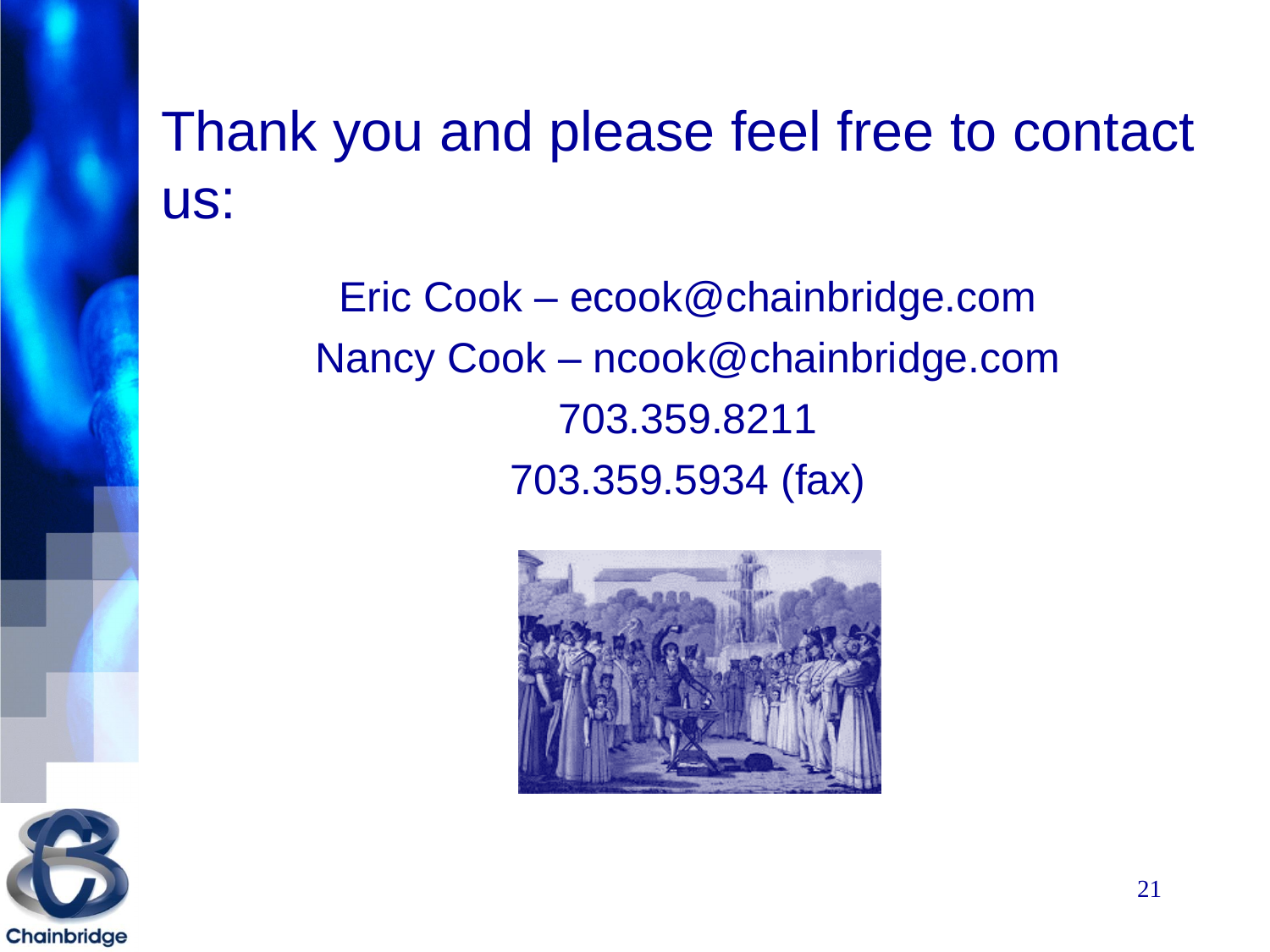# Thank you and please feel free to contact us:

Eric Cook – ecook@chainbridge.com

Nancy Cook – ncook@chainbridge.com

703.359.8211

703.359.5934 (fax)

Chainbridge